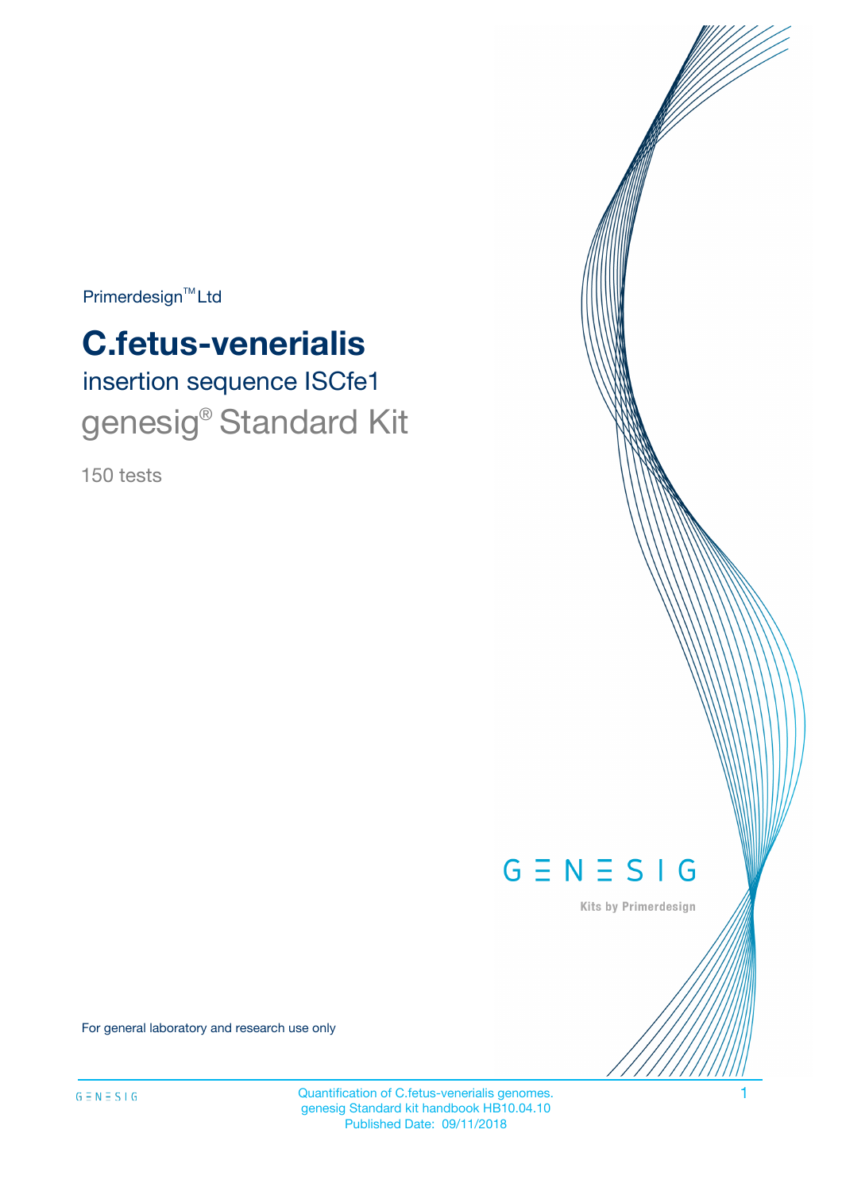Primerdesign™ Ltd

# C.fetus-venerialis

## insertion sequence ISCfe1

## genesig® Standard Kit

150 tests

GENESIG

Kits by Primerdesign

For general laboratory and research use only

Quantification of C.fetus-venerialis genomes.
genesig Standard kit handbook HB10.04.10
Published Date: 09/11/2018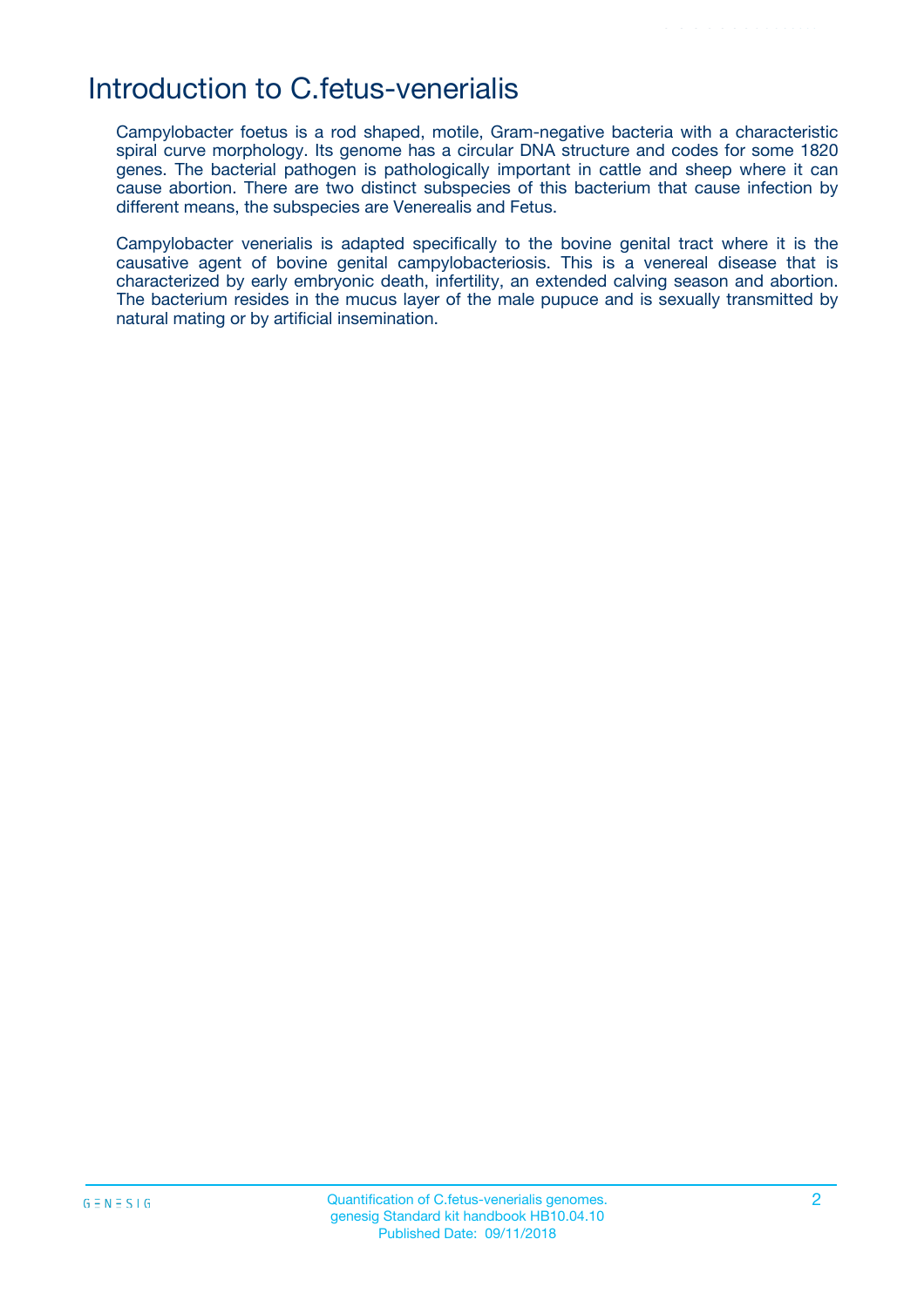# Introduction to C.fetus-venerialis

Campylobacter foetus is a rod shaped, motile, Gram-negative bacteria with a characteristic spiral curve morphology. Its genome has a circular DNA structure and codes for some 1820 genes. The bacterial pathogen is pathologically important in cattle and sheep where it can cause abortion. There are two distinct subspecies of this bacterium that cause infection by different means, the subspecies are Venerealis and Fetus.

Campylobacter venerialis is adapted specifically to the bovine genital tract where it is the causative agent of bovine genital campylobacteriosis. This is a venereal disease that is characterized by early embryonic death, infertility, an extended calving season and abortion. The bacterium resides in the mucus layer of the male pupuce and is sexually transmitted by natural mating or by artificial insemination.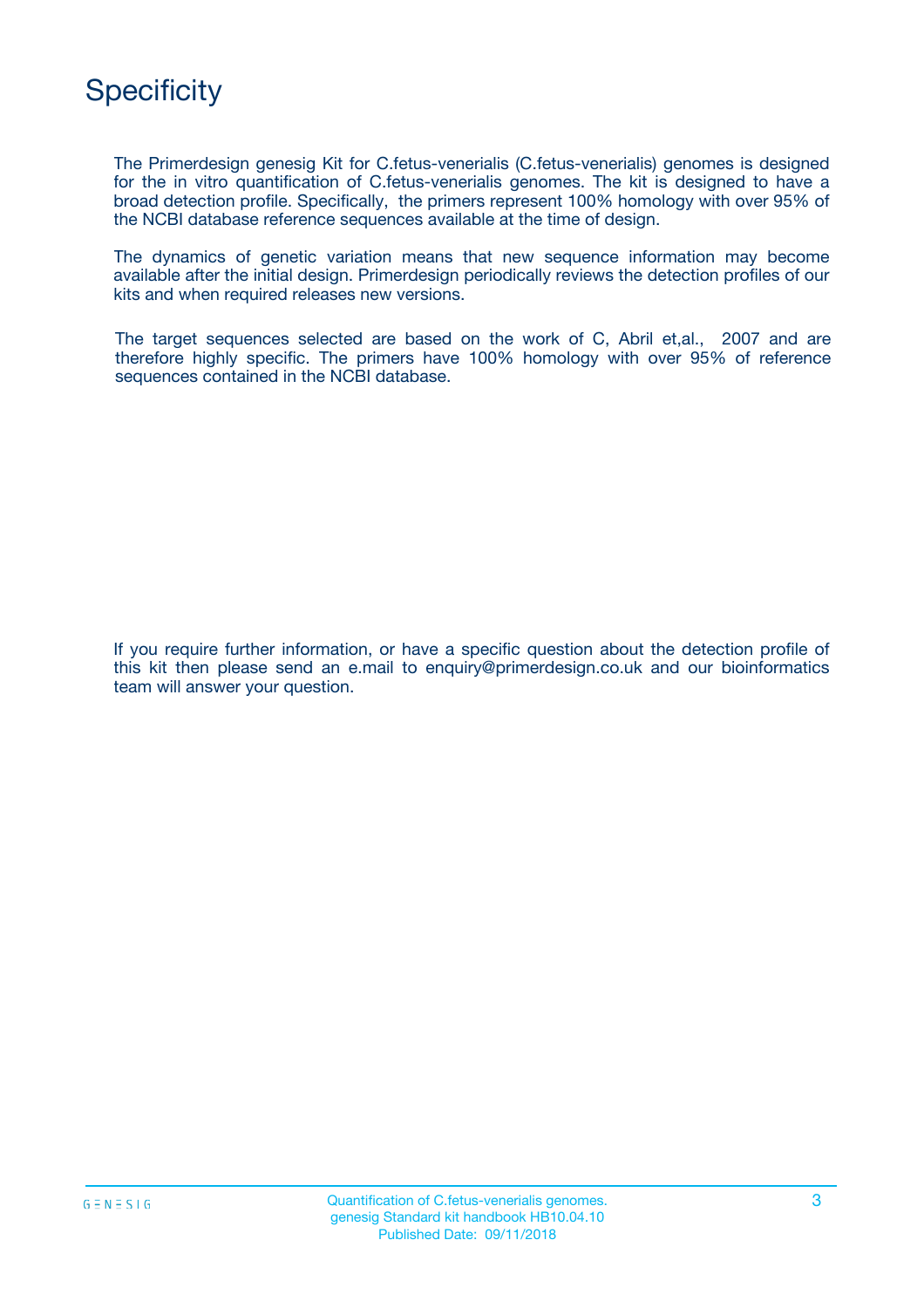# Specificity

The Primerdesign genesig Kit for C.fetus-venerialis (C.fetus-venerialis) genomes is designed for the in vitro quantification of C.fetus-venerialis genomes. The kit is designed to have a broad detection profile. Specifically, the primers represent 100% homology with over 95% of the NCBI database reference sequences available at the time of design.

The dynamics of genetic variation means that new sequence information may become available after the initial design. Primerdesign periodically reviews the detection profiles of our kits and when required releases new versions.

The target sequences selected are based on the work of C, Abril et,al., 2007 and are therefore highly specific. The primers have 100% homology with over 95% of reference sequences contained in the NCBI database.

If you require further information, or have a specific question about the detection profile of this kit then please send an e.mail to enquiry@primerdesign.co.uk and our bioinformatics team will answer your question.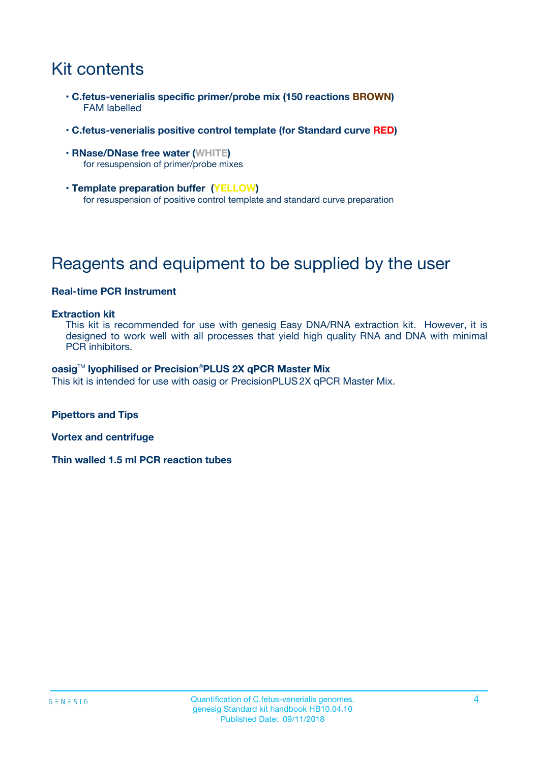# Kit contents

- **C.fetus-venerialis specific primer/probe mix (150 reactions BROWN)**
  FAM labelled
- **C.fetus-venerialis positive control template (for Standard curve RED)**
- **RNase/DNase free water (WHITE)**
  for resuspension of primer/probe mixes
- **Template preparation buffer (YELLOW)**
  for resuspension of positive control template and standard curve preparation

# Reagents and equipment to be supplied by the user

**Real-time PCR Instrument**

**Extraction kit**
This kit is recommended for use with genesig Easy DNA/RNA extraction kit. However, it is designed to work well with all processes that yield high quality RNA and DNA with minimal PCR inhibitors.

**oasig™ lyophilised or Precision®PLUS 2X qPCR Master Mix**
This kit is intended for use with oasig or PrecisionPLUS 2X qPCR Master Mix.

**Pipettors and Tips**

**Vortex and centrifuge**

**Thin walled 1.5 ml PCR reaction tubes**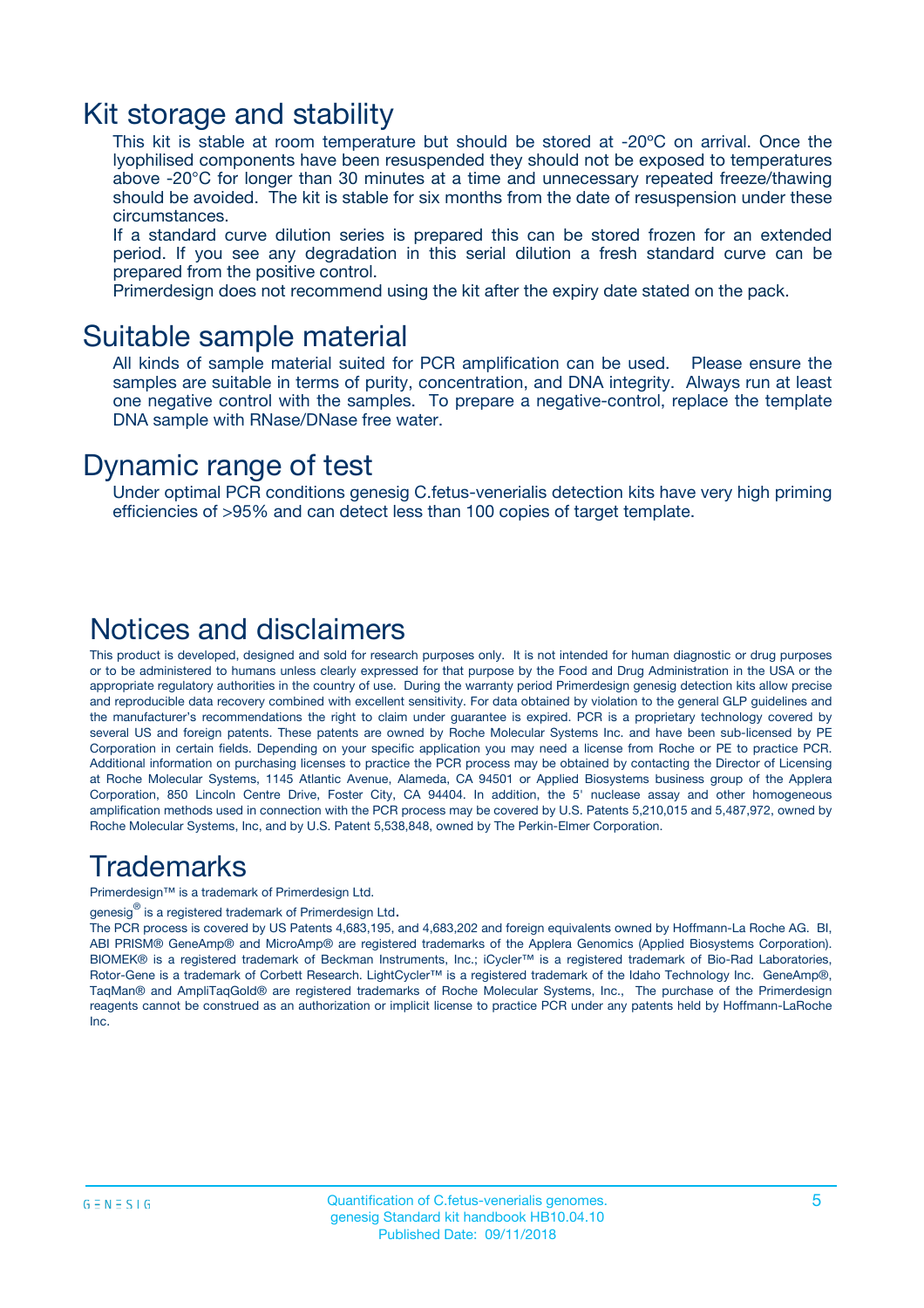## Kit storage and stability

This kit is stable at room temperature but should be stored at -20ºC on arrival. Once the lyophilised components have been resuspended they should not be exposed to temperatures above -20°C for longer than 30 minutes at a time and unnecessary repeated freeze/thawing should be avoided. The kit is stable for six months from the date of resuspension under these circumstances.

If a standard curve dilution series is prepared this can be stored frozen for an extended period. If you see any degradation in this serial dilution a fresh standard curve can be prepared from the positive control.

Primerdesign does not recommend using the kit after the expiry date stated on the pack.

## Suitable sample material

All kinds of sample material suited for PCR amplification can be used. Please ensure the samples are suitable in terms of purity, concentration, and DNA integrity. Always run at least one negative control with the samples. To prepare a negative-control, replace the template DNA sample with RNase/DNase free water.

## Dynamic range of test

Under optimal PCR conditions genesig C.fetus-venerialis detection kits have very high priming efficiencies of >95% and can detect less than 100 copies of target template.

## Notices and disclaimers

This product is developed, designed and sold for research purposes only. It is not intended for human diagnostic or drug purposes or to be administered to humans unless clearly expressed for that purpose by the Food and Drug Administration in the USA or the appropriate regulatory authorities in the country of use. During the warranty period Primerdesign genesig detection kits allow precise and reproducible data recovery combined with excellent sensitivity. For data obtained by violation to the general GLP guidelines and the manufacturer's recommendations the right to claim under guarantee is expired. PCR is a proprietary technology covered by several US and foreign patents. These patents are owned by Roche Molecular Systems Inc. and have been sub-licensed by PE Corporation in certain fields. Depending on your specific application you may need a license from Roche or PE to practice PCR. Additional information on purchasing licenses to practice the PCR process may be obtained by contacting the Director of Licensing at Roche Molecular Systems, 1145 Atlantic Avenue, Alameda, CA 94501 or Applied Biosystems business group of the Applera Corporation, 850 Lincoln Centre Drive, Foster City, CA 94404. In addition, the 5' nuclease assay and other homogeneous amplification methods used in connection with the PCR process may be covered by U.S. Patents 5,210,015 and 5,487,972, owned by Roche Molecular Systems, Inc, and by U.S. Patent 5,538,848, owned by The Perkin-Elmer Corporation.

## Trademarks

Primerdesign™ is a trademark of Primerdesign Ltd.

genesig® is a registered trademark of Primerdesign Ltd.

The PCR process is covered by US Patents 4,683,195, and 4,683,202 and foreign equivalents owned by Hoffmann-La Roche AG. BI, ABI PRISM® GeneAmp® and MicroAmp® are registered trademarks of the Applera Genomics (Applied Biosystems Corporation). BIOMEK® is a registered trademark of Beckman Instruments, Inc.; iCycler™ is a registered trademark of Bio-Rad Laboratories, Rotor-Gene is a trademark of Corbett Research. LightCycler™ is a registered trademark of the Idaho Technology Inc. GeneAmp®, TaqMan® and AmpliTaqGold® are registered trademarks of Roche Molecular Systems, Inc., The purchase of the Primerdesign reagents cannot be construed as an authorization or implicit license to practice PCR under any patents held by Hoffmann-LaRoche Inc.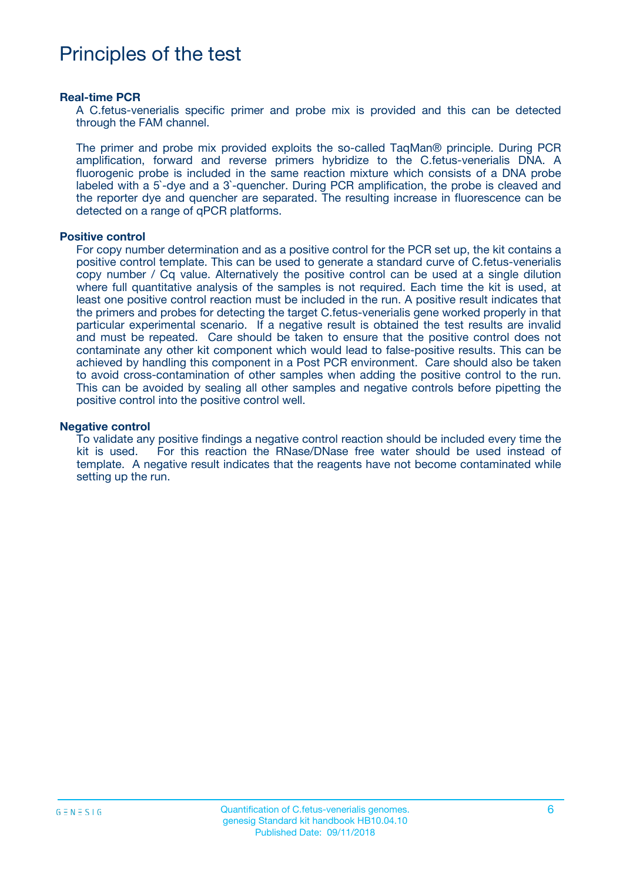# Principles of the test

### Real-time PCR

A C.fetus-venerialis specific primer and probe mix is provided and this can be detected through the FAM channel.

The primer and probe mix provided exploits the so-called TaqMan® principle. During PCR amplification, forward and reverse primers hybridize to the C.fetus-venerialis DNA. A fluorogenic probe is included in the same reaction mixture which consists of a DNA probe labeled with a 5`-dye and a 3`-quencher. During PCR amplification, the probe is cleaved and the reporter dye and quencher are separated. The resulting increase in fluorescence can be detected on a range of qPCR platforms.

### Positive control

For copy number determination and as a positive control for the PCR set up, the kit contains a positive control template. This can be used to generate a standard curve of C.fetus-venerialis copy number / Cq value. Alternatively the positive control can be used at a single dilution where full quantitative analysis of the samples is not required. Each time the kit is used, at least one positive control reaction must be included in the run. A positive result indicates that the primers and probes for detecting the target C.fetus-venerialis gene worked properly in that particular experimental scenario. If a negative result is obtained the test results are invalid and must be repeated. Care should be taken to ensure that the positive control does not contaminate any other kit component which would lead to false-positive results. This can be achieved by handling this component in a Post PCR environment. Care should also be taken to avoid cross-contamination of other samples when adding the positive control to the run. This can be avoided by sealing all other samples and negative controls before pipetting the positive control into the positive control well.

### Negative control

To validate any positive findings a negative control reaction should be included every time the kit is used. For this reaction the RNase/DNase free water should be used instead of template. A negative result indicates that the reagents have not become contaminated while setting up the run.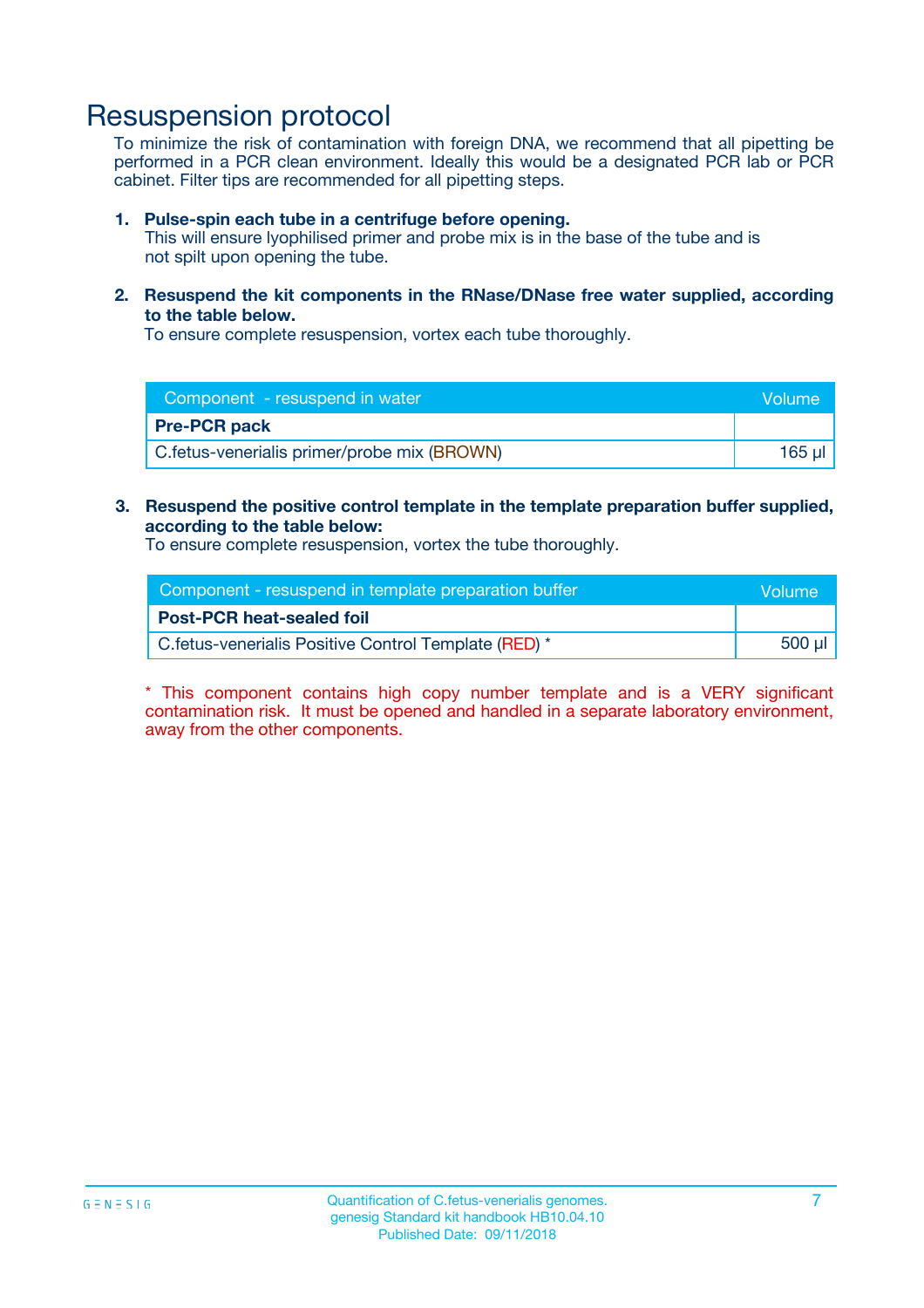# Resuspension protocol

To minimize the risk of contamination with foreign DNA, we recommend that all pipetting be performed in a PCR clean environment. Ideally this would be a designated PCR lab or PCR cabinet. Filter tips are recommended for all pipetting steps.

1. **Pulse-spin each tube in a centrifuge before opening.**
   This will ensure lyophilised primer and probe mix is in the base of the tube and is not spilt upon opening the tube.

2. **Resuspend the kit components in the RNase/DNase free water supplied, according to the table below.**
   To ensure complete resuspension, vortex each tube thoroughly.

| Component - resuspend in water | Volume |
|---|---|
| **Pre-PCR pack** | |
| C.fetus-venerialis primer/probe mix (BROWN) | 165 µl |

3. **Resuspend the positive control template in the template preparation buffer supplied, according to the table below:**
   To ensure complete resuspension, vortex the tube thoroughly.

| Component - resuspend in template preparation buffer | Volume |
|---|---|
| **Post-PCR heat-sealed foil** | |
| C.fetus-venerialis Positive Control Template (RED) * | 500 µl |

* This component contains high copy number template and is a VERY significant contamination risk. It must be opened and handled in a separate laboratory environment, away from the other components.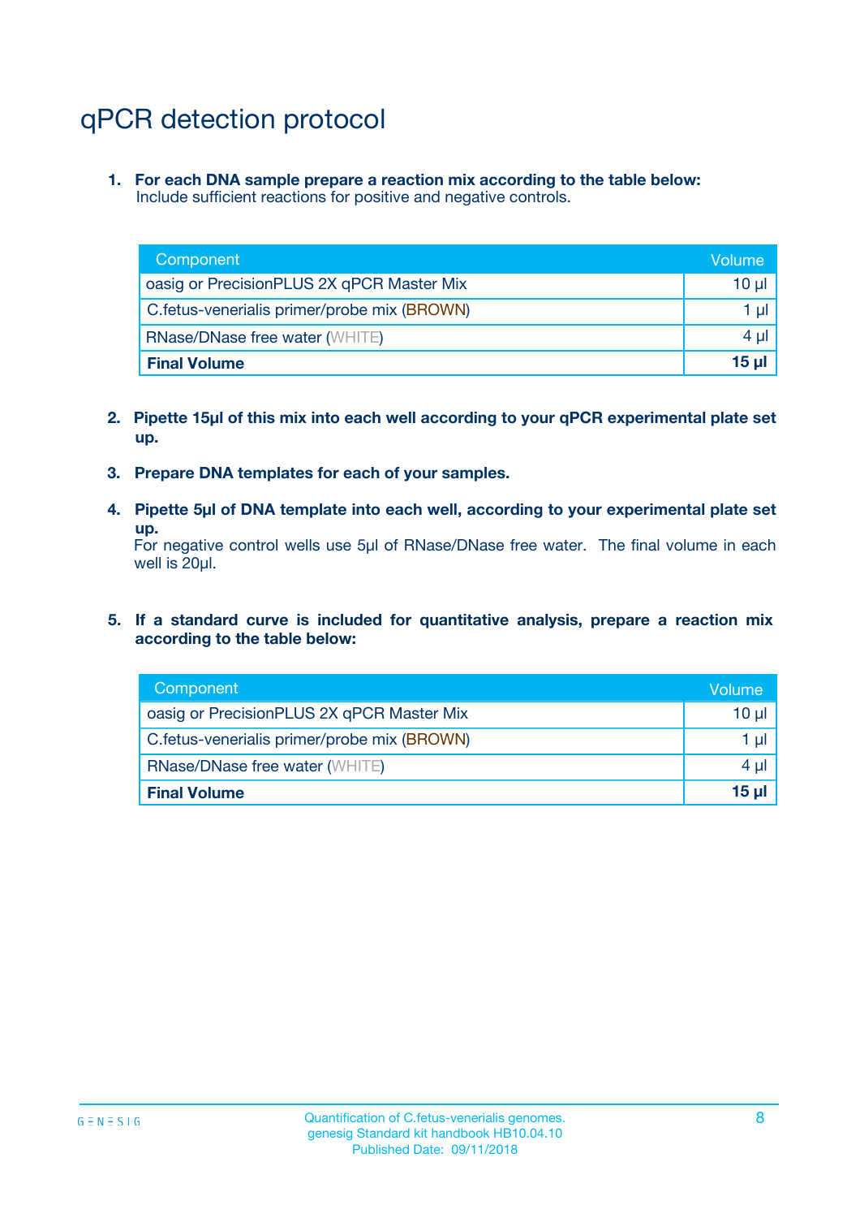# qPCR detection protocol

1. **For each DNA sample prepare a reaction mix according to the table below:**
   Include sufficient reactions for positive and negative controls.

| Component | Volume |
|---|---|
| oasig or PrecisionPLUS 2X qPCR Master Mix | 10 µl |
| C.fetus-venerialis primer/probe mix (BROWN) | 1 µl |
| RNase/DNase free water (WHITE) | 4 µl |
| **Final Volume** | **15 µl** |

2. **Pipette 15µl of this mix into each well according to your qPCR experimental plate set up.**

3. **Prepare DNA templates for each of your samples.**

4. **Pipette 5µl of DNA template into each well, according to your experimental plate set up.**
   For negative control wells use 5µl of RNase/DNase free water. The final volume in each well is 20µl.

5. **If a standard curve is included for quantitative analysis, prepare a reaction mix according to the table below:**

| Component | Volume |
|---|---|
| oasig or PrecisionPLUS 2X qPCR Master Mix | 10 µl |
| C.fetus-venerialis primer/probe mix (BROWN) | 1 µl |
| RNase/DNase free water (WHITE) | 4 µl |
| **Final Volume** | **15 µl** |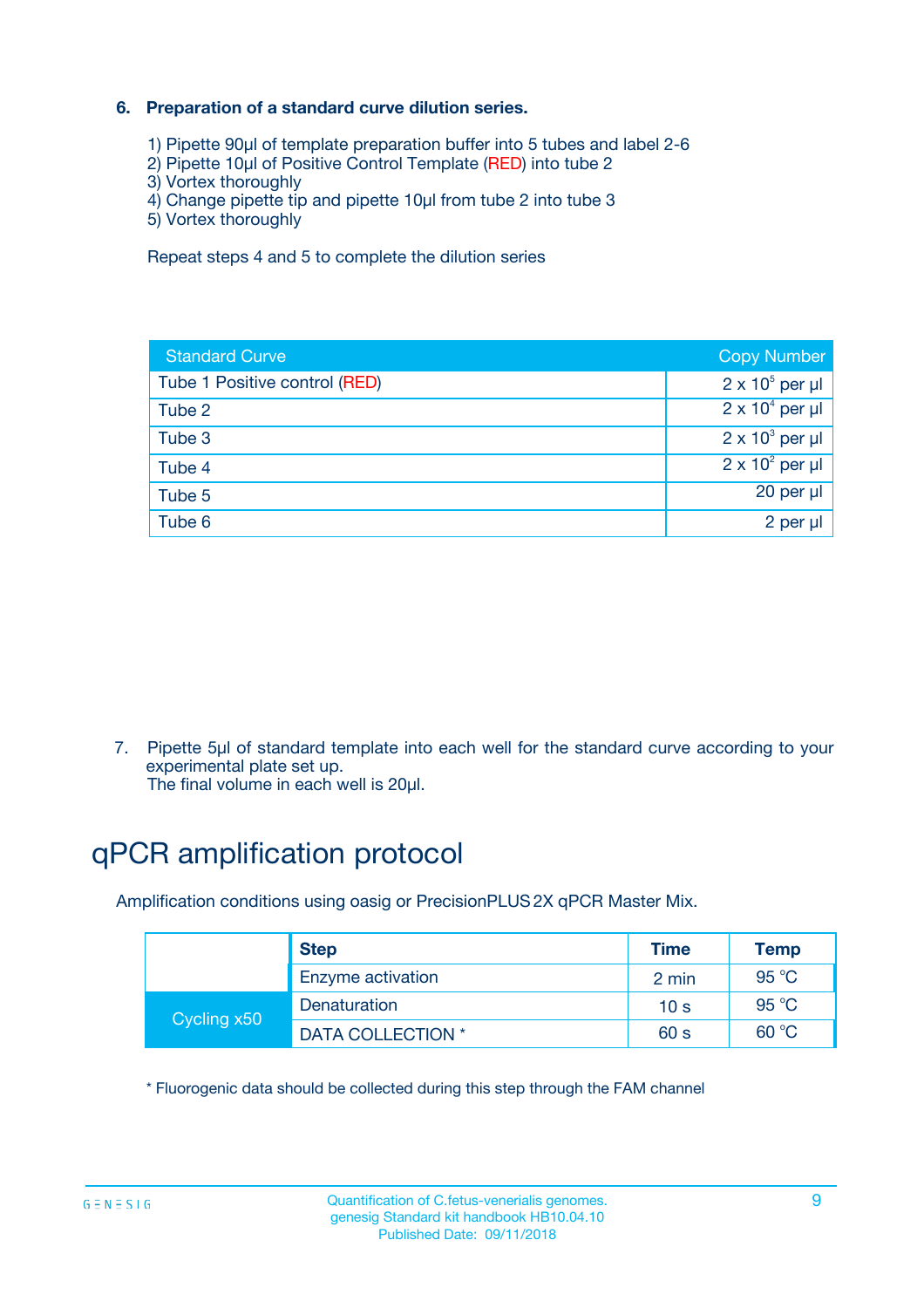### 6. Preparation of a standard curve dilution series.

1) Pipette 90µl of template preparation buffer into 5 tubes and label 2-6
2) Pipette 10µl of Positive Control Template (RED) into tube 2
3) Vortex thoroughly
4) Change pipette tip and pipette 10µl from tube 2 into tube 3
5) Vortex thoroughly

Repeat steps 4 and 5 to complete the dilution series

| Standard Curve | Copy Number |
|---|---|
| Tube 1 Positive control (RED) | $2 \times 10^5$ per µl |
| Tube 2 | $2 \times 10^4$ per µl |
| Tube 3 | $2 \times 10^3$ per µl |
| Tube 4 | $2 \times 10^2$ per µl |
| Tube 5 | 20 per µl |
| Tube 6 | 2 per µl |

7. Pipette 5µl of standard template into each well for the standard curve according to your experimental plate set up.
The final volume in each well is 20µl.

# qPCR amplification protocol

Amplification conditions using oasig or PrecisionPLUS 2X qPCR Master Mix.

| | Step | Time | Temp |
|---|---|---|---|
| | Enzyme activation | 2 min | 95 °C |
| Cycling x50 | Denaturation | 10 s | 95 °C |
| | DATA COLLECTION * | 60 s | 60 °C |

* Fluorogenic data should be collected during this step through the FAM channel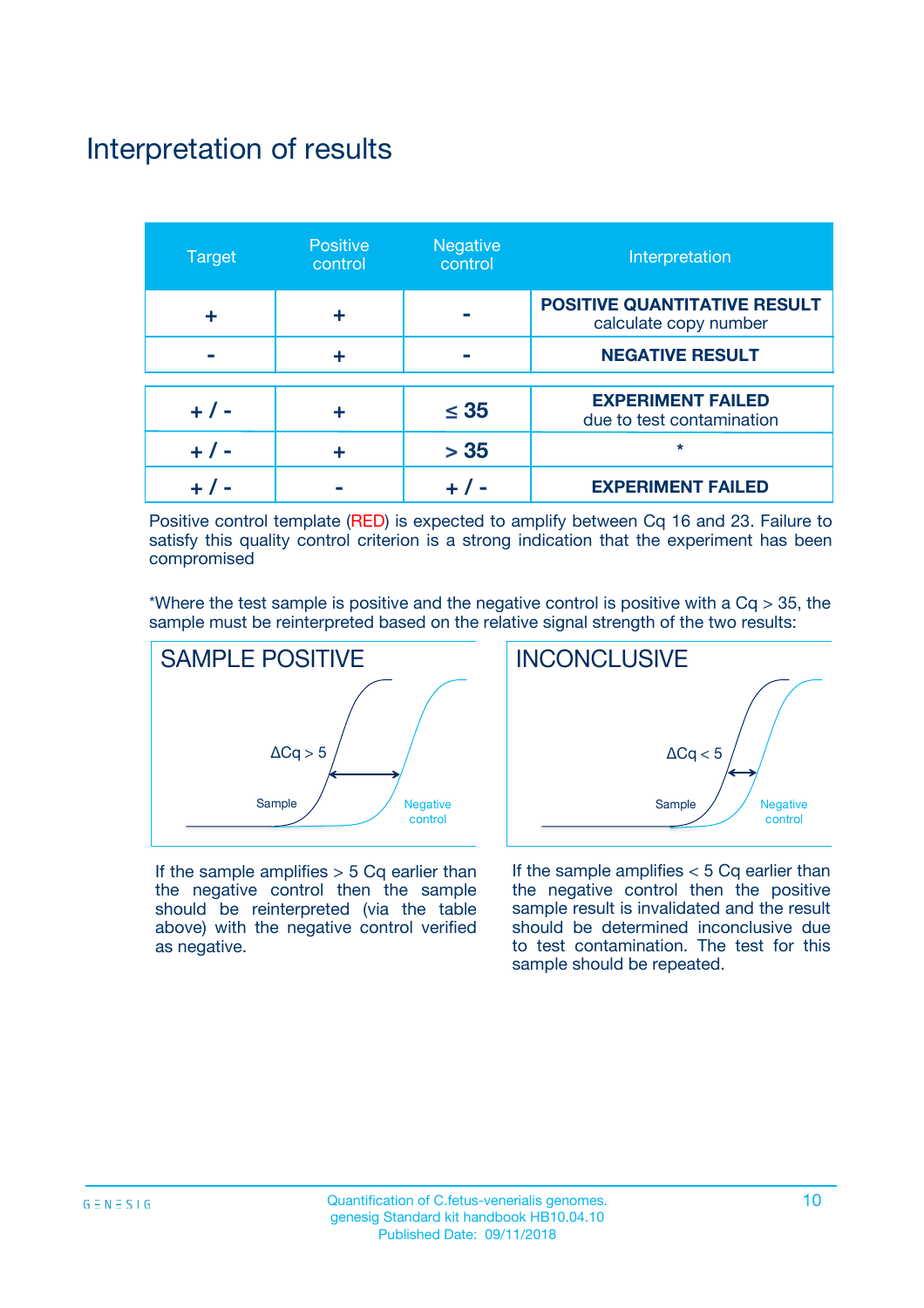# Interpretation of results

| Target | Positive control | Negative control | Interpretation |
|---|---|---|---|
| + | + | - | **POSITIVE QUANTITATIVE RESULT** calculate copy number |
| - | + | - | **NEGATIVE RESULT** |
| + / - | + | ≤ 35 | **EXPERIMENT FAILED** due to test contamination |
| + / - | + | > 35 | * |
| + / - | - | + / - | **EXPERIMENT FAILED** |

Positive control template (RED) is expected to amplify between Cq 16 and 23. Failure to satisfy this quality control criterion is a strong indication that the experiment has been compromised

*Where the test sample is positive and the negative control is positive with a Cq > 35, the sample must be reinterpreted based on the relative signal strength of the two results:

SAMPLE POSITIVE

ΔCq > 5

Sample

Negative control

If the sample amplifies > 5 Cq earlier than the negative control then the sample should be reinterpreted (via the table above) with the negative control verified as negative.

INCONCLUSIVE

ΔCq < 5

Sample

Negative control

If the sample amplifies < 5 Cq earlier than the negative control then the positive sample result is invalidated and the result should be determined inconclusive due to test contamination. The test for this sample should be repeated.